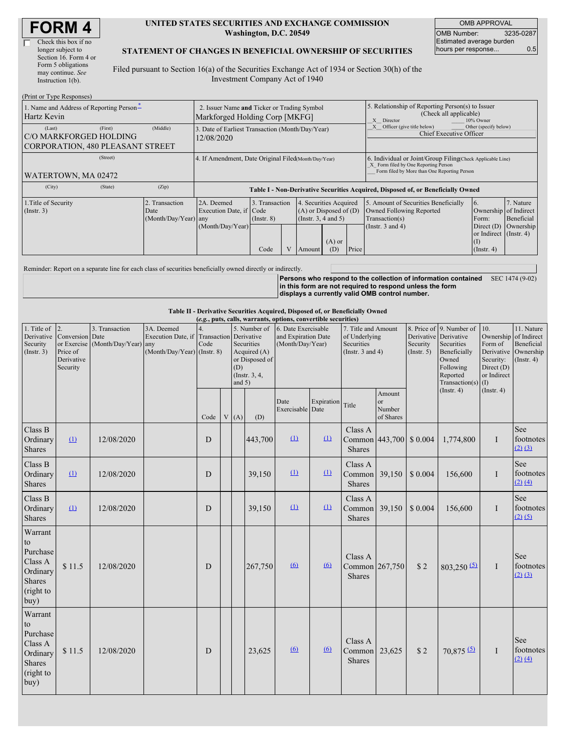# FORM 4

☐ Check this box if no longer subject to Section 16. Form 4 or Form 5 obligations may continue. *See* Instruction 1(b).

**UNITED STATES SECURITIES AND EXCHANGE COMMISSION**
**Washington, D.C. 20549**

**STATEMENT OF CHANGES IN BENEFICIAL OWNERSHIP OF SECURITIES**

Filed pursuant to Section 16(a) of the Securities Exchange Act of 1934 or Section 30(h) of the Investment Company Act of 1940

| OMB APPROVAL | |
|---|---|
| OMB Number: | 3235-0287 |
| Estimated average burden hours per response... | 0.5 |

(Print or Type Responses)

| 1. Name and Address of Reporting Person* | 2. Issuer Name and Ticker or Trading Symbol | 5. Relationship of Reporting Person(s) to Issuer (Check all applicable) |
|---|---|---|
| Hartz Kevin | Markforged Holding Corp [MKFG] | X Director ___ 10% Owner |
| (Last) (First) (Middle) | 3. Date of Earliest Transaction (Month/Day/Year) | X Officer (give title below) ___ Other (specify below) |
| C/O MARKFORGED HOLDING CORPORATION, 480 PLEASANT STREET | 12/08/2020 | Chief Executive Officer |
| (Street) | 4. If Amendment, Date Original Filed (Month/Day/Year) | 6. Individual or Joint/Group Filing (Check Applicable Line) |
| WATERTOWN, MA 02472 | | X Form filed by One Reporting Person<br>___ Form filed by More than One Reporting Person |
| (City) (State) (Zip) | | |

**Table I - Non-Derivative Securities Acquired, Disposed of, or Beneficially Owned**

| 1.Title of Security (Instr. 3) | 2. Transaction Date (Month/Day/Year) | 2A. Deemed Execution Date, if any (Month/Day/Year) | 3. Transaction Code (Instr. 8) | | 4. Securities Acquired (A) or Disposed of (D) (Instr. 3, 4 and 5) | | | 5. Amount of Securities Beneficially Owned Following Reported Transaction(s) (Instr. 3 and 4) | 6. Ownership Form: Direct (D) or Indirect (I) (Instr. 4) | 7. Nature of Indirect Beneficial Ownership (Instr. 4) |
|---|---|---|---|---|---|---|---|---|---|---|
| | | | Code | V | Amount | (A) or (D) | Price | | | |

Reminder: Report on a separate line for each class of securities beneficially owned directly or indirectly.

**Persons who respond to the collection of information contained in this form are not required to respond unless the form displays a currently valid OMB control number.** SEC 1474 (9-02)

**Table II - Derivative Securities Acquired, Disposed of, or Beneficially Owned**
***(e.g., puts, calls, warrants, options, convertible securities)***

| 1. Title of Derivative Security (Instr. 3) | 2. Conversion or Exercise Price of Derivative Security | 3. Transaction Date (Month/Day/Year) | 3A. Deemed Execution Date, if any (Month/Day/Year) | 4. Transaction Code (Instr. 8) | | 5. Number of Derivative Securities Acquired (A) or Disposed of (D) (Instr. 3, 4, and 5) | | 6. Date Exercisable and Expiration Date (Month/Day/Year) | | 7. Title and Amount of Underlying Securities (Instr. 3 and 4) | | 8. Price of Derivative Security (Instr. 5) | 9. Number of Derivative Securities Beneficially Owned Following Reported Transaction(s) (Instr. 4) | 10. Ownership Form of Derivative Security: Direct (D) or Indirect (I) (Instr. 4) | 11. Nature of Indirect Beneficial Ownership (Instr. 4) |
|---|---|---|---|---|---|---|---|---|---|---|---|---|---|---|---|
| | | | | Code | V | (A) | (D) | Date Exercisable | Expiration Date | Title | Amount or Number of Shares | | | | |
| Class B Ordinary Shares | (1) | 12/08/2020 | | D | | | 443,700 | (1) | (1) | Class A Common Shares | 443,700 | $ 0.004 | 1,774,800 | I | See footnotes (2) (3) |
| Class B Ordinary Shares | (1) | 12/08/2020 | | D | | | 39,150 | (1) | (1) | Class A Common Shares | 39,150 | $ 0.004 | 156,600 | I | See footnotes (2) (4) |
| Class B Ordinary Shares | (1) | 12/08/2020 | | D | | | 39,150 | (1) | (1) | Class A Common Shares | 39,150 | $ 0.004 | 156,600 | I | See footnotes (2) (5) |
| Warrant to Purchase Class A Ordinary Shares (right to buy) | $ 11.5 | 12/08/2020 | | D | | | 267,750 | (6) | (6) | Class A Common Shares | 267,750 | $ 2 | 803,250 (5) | I | See footnotes (2) (3) |
| Warrant to Purchase Class A Ordinary Shares (right to buy) | $ 11.5 | 12/08/2020 | | D | | | 23,625 | (6) | (6) | Class A Common Shares | 23,625 | $ 2 | 70,875 (5) | I | See footnotes (2) (4) |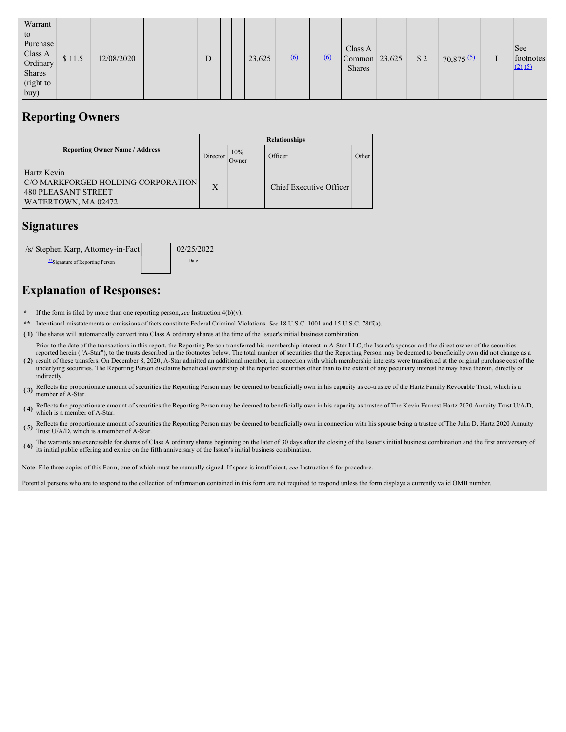| | | | | | | | | | | | | | | | |
|---|---|---|---|---|---|---|---|---|---|---|---|---|---|---|---|
| Warrant to Purchase Class A Ordinary Shares (right to buy) | $ 11.5 | 12/08/2020 | | D | | | 23,625 | (6) | (6) | Class A Common Shares | 23,625 | $ 2 | 70,875 (5) | I | See footnotes (2) (5) |

## Reporting Owners

| Reporting Owner Name / Address | Relationships | | | |
|---|---|---|---|---|
| | Director | 10% Owner | Officer | Other |
| Hartz Kevin<br>C/O MARKFORGED HOLDING CORPORATION<br>480 PLEASANT STREET<br>WATERTOWN, MA 02472 | X | | Chief Executive Officer | |

## Signatures

| /s/ Stephen Karp, Attorney-in-Fact | | 02/25/2022 |
|---|---|---|
| **Signature of Reporting Person | | Date |

## Explanation of Responses:

- \* If the form is filed by more than one reporting person, *see* Instruction 4(b)(v).
- ** Intentional misstatements or omissions of facts constitute Federal Criminal Violations. *See* 18 U.S.C. 1001 and 15 U.S.C. 78ff(a).
- ( 1) The shares will automatically convert into Class A ordinary shares at the time of the Issuer's initial business combination.
- ( 2) Prior to the date of the transactions in this report, the Reporting Person transferred his membership interest in A-Star LLC, the Issuer's sponsor and the direct owner of the securities reported herein ("A-Star"), to the trusts described in the footnotes below. The total number of securities that the Reporting Person may be deemed to beneficially own did not change as a result of these transfers. On December 8, 2020, A-Star admitted an additional member, in connection with which membership interests were transferred at the original purchase cost of the underlying securities. The Reporting Person disclaims beneficial ownership of the reported securities other than to the extent of any pecuniary interest he may have therein, directly or indirectly.
- ( 3) Reflects the proportionate amount of securities the Reporting Person may be deemed to beneficially own in his capacity as co-trustee of the Hartz Family Revocable Trust, which is a member of A-Star.
- ( 4) Reflects the proportionate amount of securities the Reporting Person may be deemed to beneficially own in his capacity as trustee of The Kevin Earnest Hartz 2020 Annuity Trust U/A/D, which is a member of A-Star.
- ( 5) Reflects the proportionate amount of securities the Reporting Person may be deemed to beneficially own in connection with his spouse being a trustee of The Julia D. Hartz 2020 Annuity Trust U/A/D, which is a member of A-Star.
- ( 6) The warrants are exercisable for shares of Class A ordinary shares beginning on the later of 30 days after the closing of the Issuer's initial business combination and the first anniversary of its initial public offering and expire on the fifth anniversary of the Issuer's initial business combination.

Note: File three copies of this Form, one of which must be manually signed. If space is insufficient, *see* Instruction 6 for procedure.

Potential persons who are to respond to the collection of information contained in this form are not required to respond unless the form displays a currently valid OMB number.